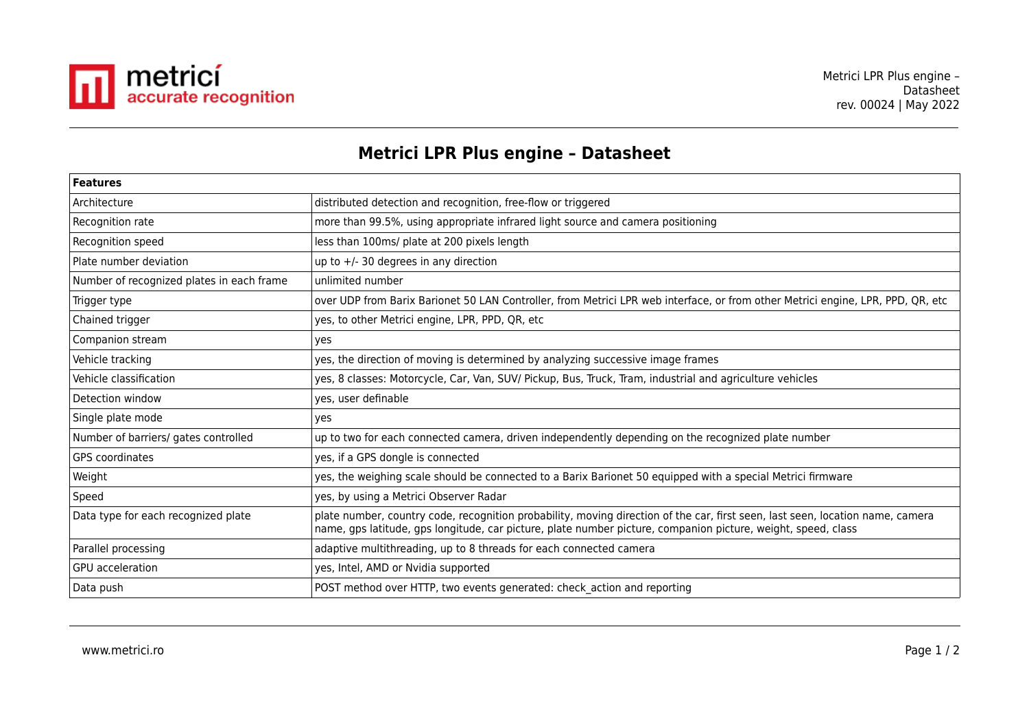# Metrici LPR Plus engine – Datasheet

| Features | |
|---|---|
| Architecture | distributed detection and recognition, free-flow or triggered |
| Recognition rate | more than 99.5%, using appropriate infrared light source and camera positioning |
| Recognition speed | less than 100ms/ plate at 200 pixels length |
| Plate number deviation | up to +/- 30 degrees in any direction |
| Number of recognized plates in each frame | unlimited number |
| Trigger type | over UDP from Barix Barionet 50 LAN Controller, from Metrici LPR web interface, or from other Metrici engine, LPR, PPD, QR, etc |
| Chained trigger | yes, to other Metrici engine, LPR, PPD, QR, etc |
| Companion stream | yes |
| Vehicle tracking | yes, the direction of moving is determined by analyzing successive image frames |
| Vehicle classification | yes, 8 classes: Motorcycle, Car, Van, SUV/ Pickup, Bus, Truck, Tram, industrial and agriculture vehicles |
| Detection window | yes, user definable |
| Single plate mode | yes |
| Number of barriers/ gates controlled | up to two for each connected camera, driven independently depending on the recognized plate number |
| GPS coordinates | yes, if a GPS dongle is connected |
| Weight | yes, the weighing scale should be connected to a Barix Barionet 50 equipped with a special Metrici firmware |
| Speed | yes, by using a Metrici Observer Radar |
| Data type for each recognized plate | plate number, country code, recognition probability, moving direction of the car, first seen, last seen, location name, camera name, gps latitude, gps longitude, car picture, plate number picture, companion picture, weight, speed, class |
| Parallel processing | adaptive multithreading, up to 8 threads for each connected camera |
| GPU acceleration | yes, Intel, AMD or Nvidia supported |
| Data push | POST method over HTTP, two events generated: check_action and reporting |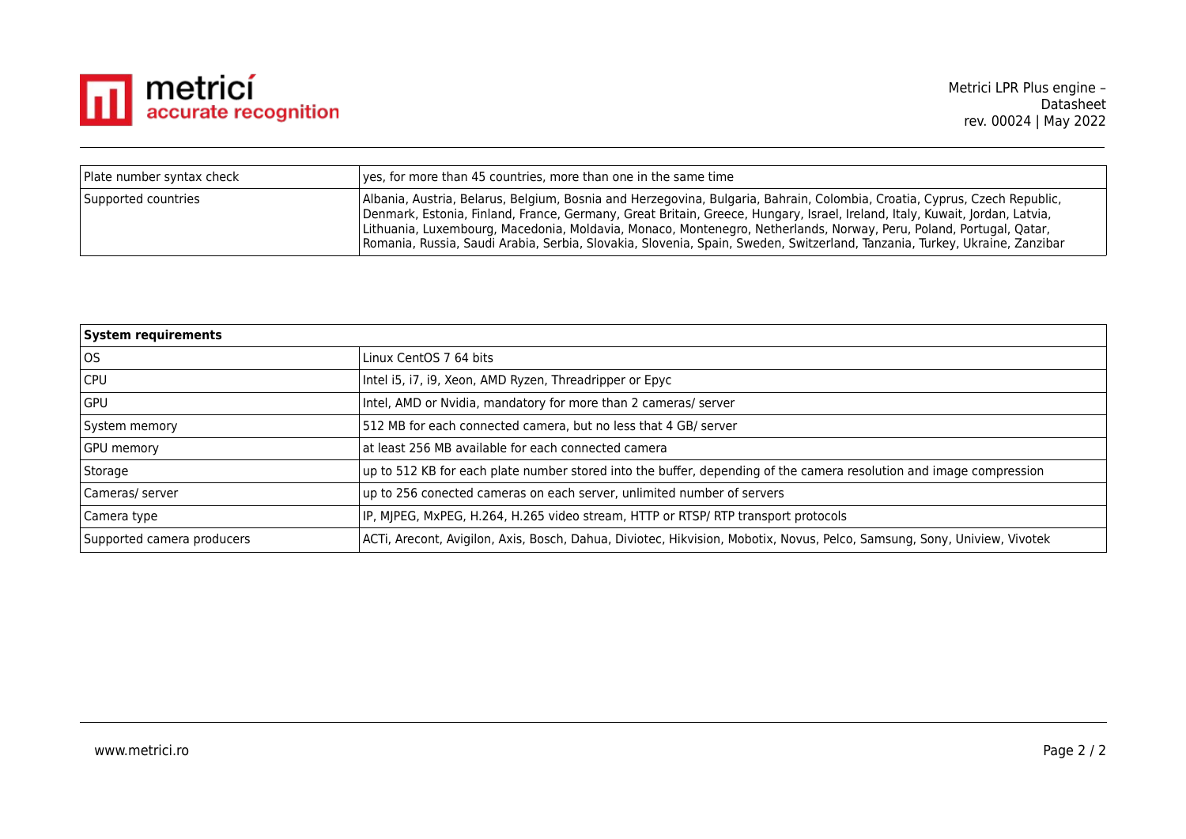| | |
|---|---|
| Plate number syntax check | yes, for more than 45 countries, more than one in the same time |
| Supported countries | Albania, Austria, Belarus, Belgium, Bosnia and Herzegovina, Bulgaria, Bahrain, Colombia, Croatia, Cyprus, Czech Republic, Denmark, Estonia, Finland, France, Germany, Great Britain, Greece, Hungary, Israel, Ireland, Italy, Kuwait, Jordan, Latvia, Lithuania, Luxembourg, Macedonia, Moldavia, Monaco, Montenegro, Netherlands, Norway, Peru, Poland, Portugal, Qatar, Romania, Russia, Saudi Arabia, Serbia, Slovakia, Slovenia, Spain, Sweden, Switzerland, Tanzania, Turkey, Ukraine, Zanzibar |

| **System requirements** | |
|---|---|
| OS | Linux CentOS 7 64 bits |
| CPU | Intel i5, i7, i9, Xeon, AMD Ryzen, Threadripper or Epyc |
| GPU | Intel, AMD or Nvidia, mandatory for more than 2 cameras/ server |
| System memory | 512 MB for each connected camera, but no less that 4 GB/ server |
| GPU memory | at least 256 MB available for each connected camera |
| Storage | up to 512 KB for each plate number stored into the buffer, depending of the camera resolution and image compression |
| Cameras/ server | up to 256 conected cameras on each server, unlimited number of servers |
| Camera type | IP, MJPEG, MxPEG, H.264, H.265 video stream, HTTP or RTSP/ RTP transport protocols |
| Supported camera producers | ACTi, Arecont, Avigilon, Axis, Bosch, Dahua, Diviotec, Hikvision, Mobotix, Novus, Pelco, Samsung, Sony, Uniview, Vivotek |